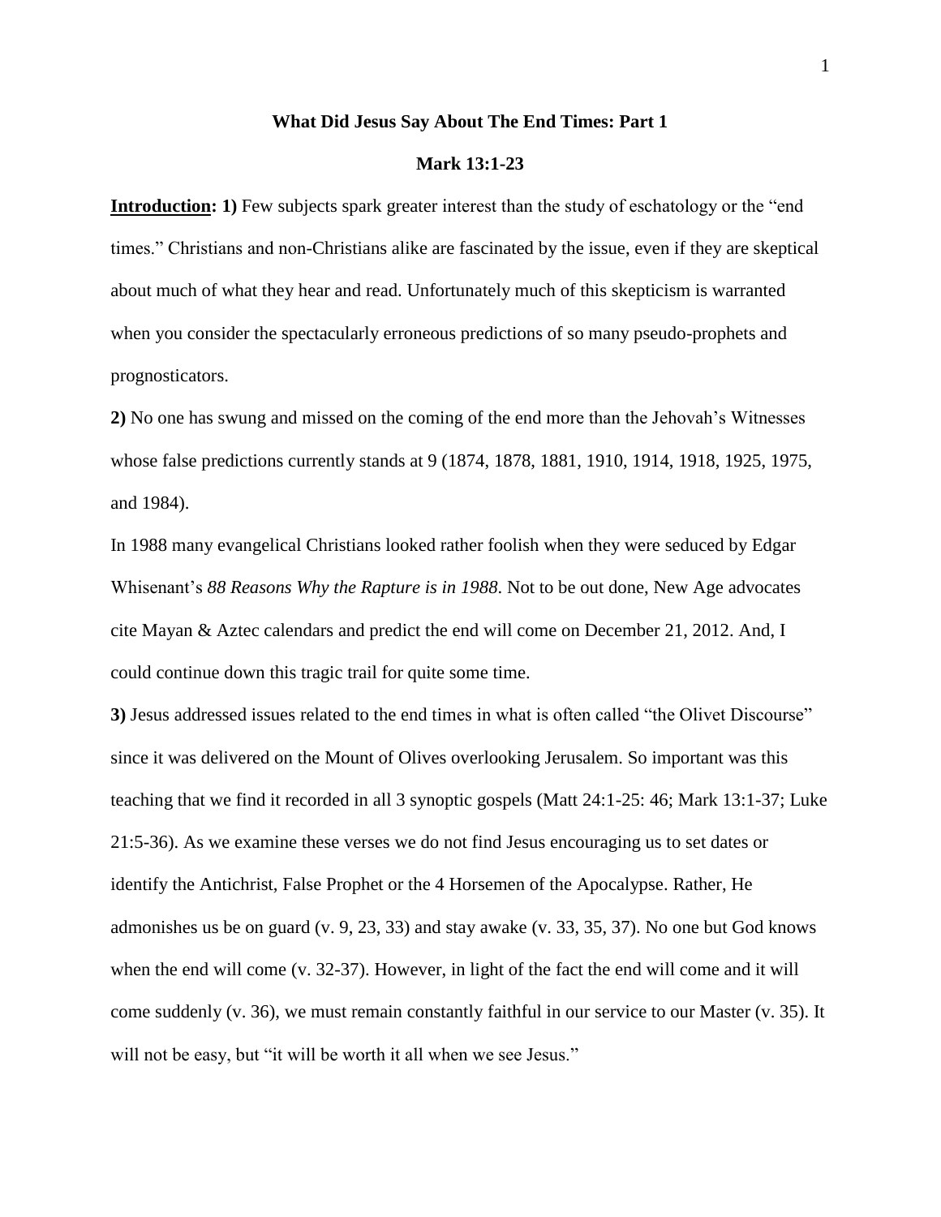# What Did Jesus Say About The End Times: Part 1

## Mark 13:1-23

**Introduction: 1)** Few subjects spark greater interest than the study of eschatology or the "end times." Christians and non-Christians alike are fascinated by the issue, even if they are skeptical about much of what they hear and read. Unfortunately much of this skepticism is warranted when you consider the spectacularly erroneous predictions of so many pseudo-prophets and prognosticators.

**2)** No one has swung and missed on the coming of the end more than the Jehovah's Witnesses whose false predictions currently stands at 9 (1874, 1878, 1881, 1910, 1914, 1918, 1925, 1975, and 1984).

In 1988 many evangelical Christians looked rather foolish when they were seduced by Edgar Whisenant's *88 Reasons Why the Rapture is in 1988*. Not to be out done, New Age advocates cite Mayan & Aztec calendars and predict the end will come on December 21, 2012. And, I could continue down this tragic trail for quite some time.

**3)** Jesus addressed issues related to the end times in what is often called "the Olivet Discourse" since it was delivered on the Mount of Olives overlooking Jerusalem. So important was this teaching that we find it recorded in all 3 synoptic gospels (Matt 24:1-25: 46; Mark 13:1-37; Luke 21:5-36). As we examine these verses we do not find Jesus encouraging us to set dates or identify the Antichrist, False Prophet or the 4 Horsemen of the Apocalypse. Rather, He admonishes us be on guard (v. 9, 23, 33) and stay awake (v. 33, 35, 37). No one but God knows when the end will come (v. 32-37). However, in light of the fact the end will come and it will come suddenly (v. 36), we must remain constantly faithful in our service to our Master (v. 35). It will not be easy, but "it will be worth it all when we see Jesus."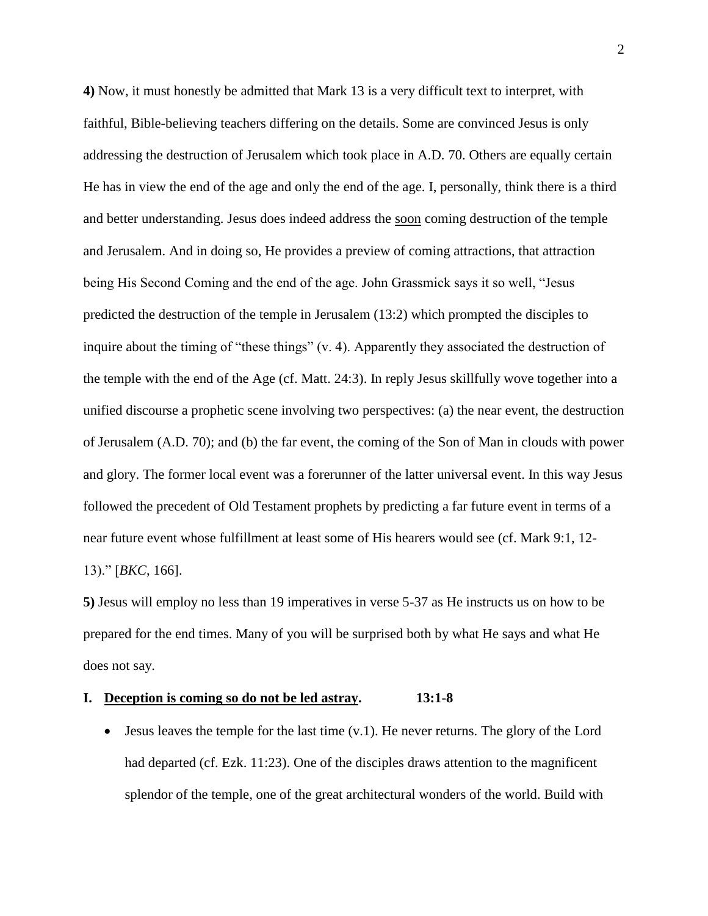**4)** Now, it must honestly be admitted that Mark 13 is a very difficult text to interpret, with faithful, Bible-believing teachers differing on the details. Some are convinced Jesus is only addressing the destruction of Jerusalem which took place in A.D. 70. Others are equally certain He has in view the end of the age and only the end of the age. I, personally, think there is a third and better understanding. Jesus does indeed address the <u>soon</u> coming destruction of the temple and Jerusalem. And in doing so, He provides a preview of coming attractions, that attraction being His Second Coming and the end of the age. John Grassmick says it so well, "Jesus predicted the destruction of the temple in Jerusalem (13:2) which prompted the disciples to inquire about the timing of "these things" (v. 4). Apparently they associated the destruction of the temple with the end of the Age (cf. Matt. 24:3). In reply Jesus skillfully wove together into a unified discourse a prophetic scene involving two perspectives: (a) the near event, the destruction of Jerusalem (A.D. 70); and (b) the far event, the coming of the Son of Man in clouds with power and glory. The former local event was a forerunner of the latter universal event. In this way Jesus followed the precedent of Old Testament prophets by predicting a far future event in terms of a near future event whose fulfillment at least some of His hearers would see (cf. Mark 9:1, 12-13)." [*BKC*, 166].

**5)** Jesus will employ no less than 19 imperatives in verse 5-37 as He instructs us on how to be prepared for the end times. Many of you will be surprised both by what He says and what He does not say.

## I. <u>Deception is coming so do not be led astray</u>. 13:1-8

- Jesus leaves the temple for the last time (v.1). He never returns. The glory of the Lord had departed (cf. Ezk. 11:23). One of the disciples draws attention to the magnificent splendor of the temple, one of the great architectural wonders of the world. Build with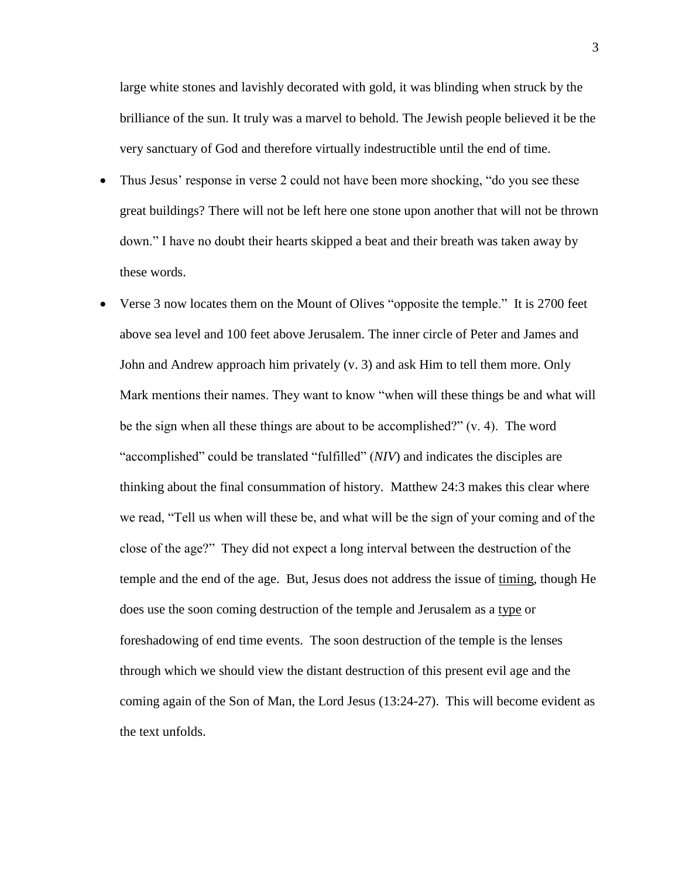large white stones and lavishly decorated with gold, it was blinding when struck by the brilliance of the sun. It truly was a marvel to behold. The Jewish people believed it be the very sanctuary of God and therefore virtually indestructible until the end of time.

- Thus Jesus' response in verse 2 could not have been more shocking, "do you see these great buildings? There will not be left here one stone upon another that will not be thrown down." I have no doubt their hearts skipped a beat and their breath was taken away by these words.
- Verse 3 now locates them on the Mount of Olives "opposite the temple." It is 2700 feet above sea level and 100 feet above Jerusalem. The inner circle of Peter and James and John and Andrew approach him privately (v. 3) and ask Him to tell them more. Only Mark mentions their names. They want to know "when will these things be and what will be the sign when all these things are about to be accomplished?" (v. 4). The word "accomplished" could be translated "fulfilled" (*NIV*) and indicates the disciples are thinking about the final consummation of history. Matthew 24:3 makes this clear where we read, "Tell us when will these be, and what will be the sign of your coming and of the close of the age?" They did not expect a long interval between the destruction of the temple and the end of the age. But, Jesus does not address the issue of <u>timing</u>, though He does use the soon coming destruction of the temple and Jerusalem as a <u>type</u> or foreshadowing of end time events. The soon destruction of the temple is the lenses through which we should view the distant destruction of this present evil age and the coming again of the Son of Man, the Lord Jesus (13:24-27). This will become evident as the text unfolds.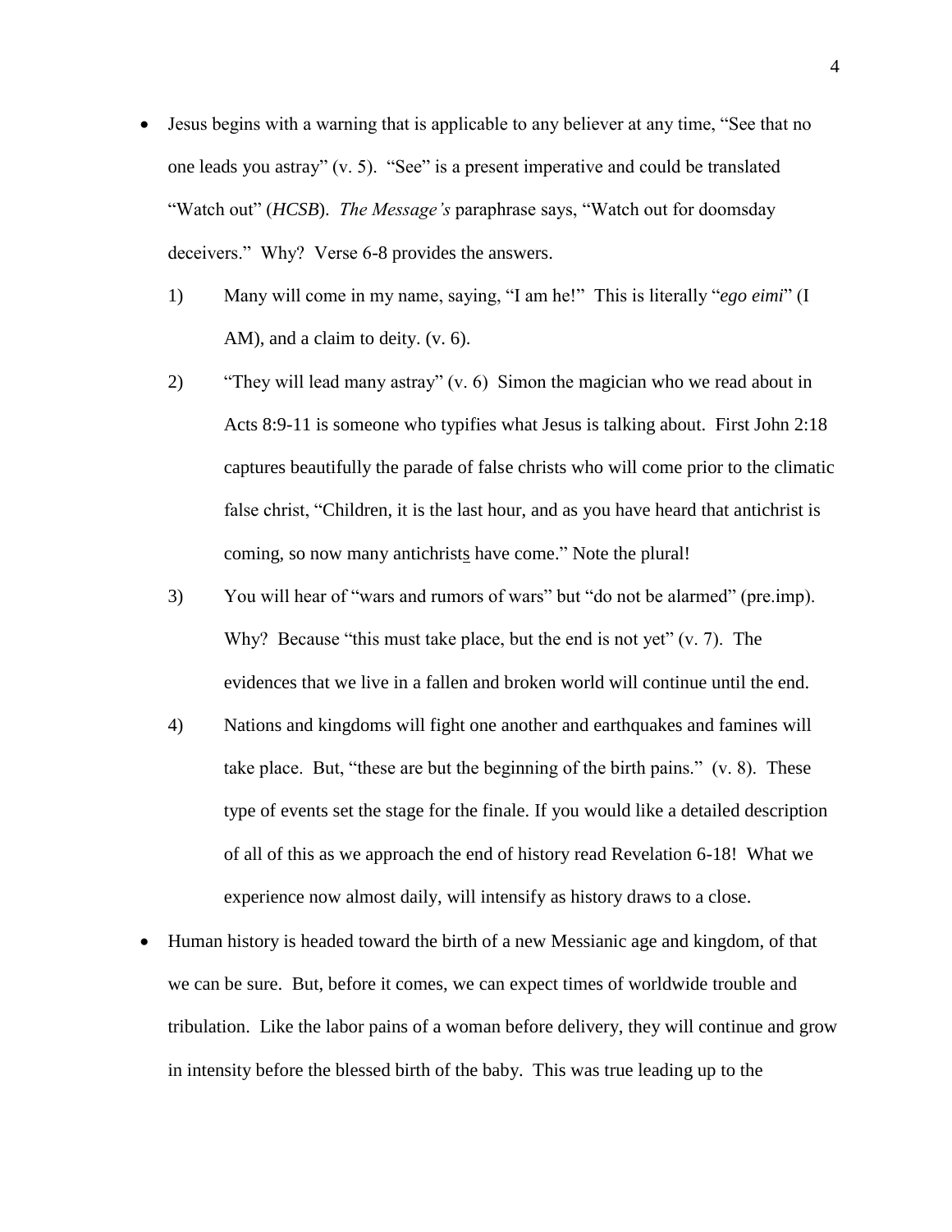- Jesus begins with a warning that is applicable to any believer at any time, "See that no one leads you astray" (v. 5). "See" is a present imperative and could be translated "Watch out" (*HCSB*). *The Message's* paraphrase says, "Watch out for doomsday deceivers." Why? Verse 6-8 provides the answers.

  1) Many will come in my name, saying, "I am he!" This is literally "*ego eimi*" (I AM), and a claim to deity. (v. 6).

  2) "They will lead many astray" (v. 6) Simon the magician who we read about in Acts 8:9-11 is someone who typifies what Jesus is talking about. First John 2:18 captures beautifully the parade of false christs who will come prior to the climatic false christ, "Children, it is the last hour, and as you have heard that antichrist is coming, so now many antichrist<u>s</u> have come." Note the plural!

  3) You will hear of "wars and rumors of wars" but "do not be alarmed" (pre.imp). Why? Because "this must take place, but the end is not yet" (v. 7). The evidences that we live in a fallen and broken world will continue until the end.

  4) Nations and kingdoms will fight one another and earthquakes and famines will take place. But, "these are but the beginning of the birth pains." (v. 8). These type of events set the stage for the finale. If you would like a detailed description of all of this as we approach the end of history read Revelation 6-18! What we experience now almost daily, will intensify as history draws to a close.

- Human history is headed toward the birth of a new Messianic age and kingdom, of that we can be sure. But, before it comes, we can expect times of worldwide trouble and tribulation. Like the labor pains of a woman before delivery, they will continue and grow in intensity before the blessed birth of the baby. This was true leading up to the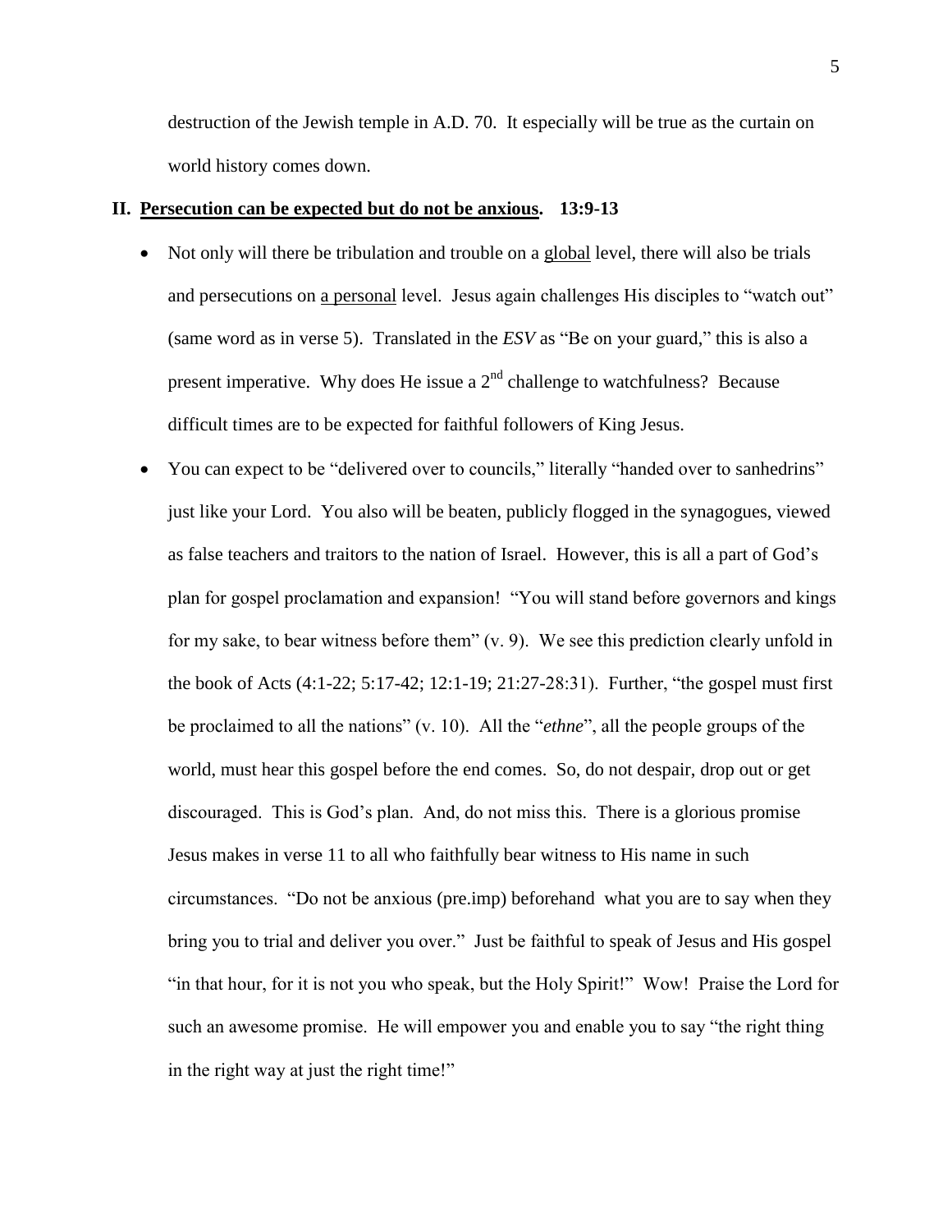destruction of the Jewish temple in A.D. 70. It especially will be true as the curtain on world history comes down.

## II. <u>Persecution can be expected but do not be anxious</u>. 13:9-13

- Not only will there be tribulation and trouble on a <u>global</u> level, there will also be trials and persecutions on <u>a personal</u> level. Jesus again challenges His disciples to "watch out" (same word as in verse 5). Translated in the *ESV* as "Be on your guard," this is also a present imperative. Why does He issue a 2nd challenge to watchfulness? Because difficult times are to be expected for faithful followers of King Jesus.
- You can expect to be "delivered over to councils," literally "handed over to sanhedrins" just like your Lord. You also will be beaten, publicly flogged in the synagogues, viewed as false teachers and traitors to the nation of Israel. However, this is all a part of God's plan for gospel proclamation and expansion! "You will stand before governors and kings for my sake, to bear witness before them" (v. 9). We see this prediction clearly unfold in the book of Acts (4:1-22; 5:17-42; 12:1-19; 21:27-28:31). Further, "the gospel must first be proclaimed to all the nations" (v. 10). All the "*ethne*", all the people groups of the world, must hear this gospel before the end comes. So, do not despair, drop out or get discouraged. This is God's plan. And, do not miss this. There is a glorious promise Jesus makes in verse 11 to all who faithfully bear witness to His name in such circumstances. "Do not be anxious (pre.imp) beforehand what you are to say when they bring you to trial and deliver you over." Just be faithful to speak of Jesus and His gospel "in that hour, for it is not you who speak, but the Holy Spirit!" Wow! Praise the Lord for such an awesome promise. He will empower you and enable you to say "the right thing in the right way at just the right time!"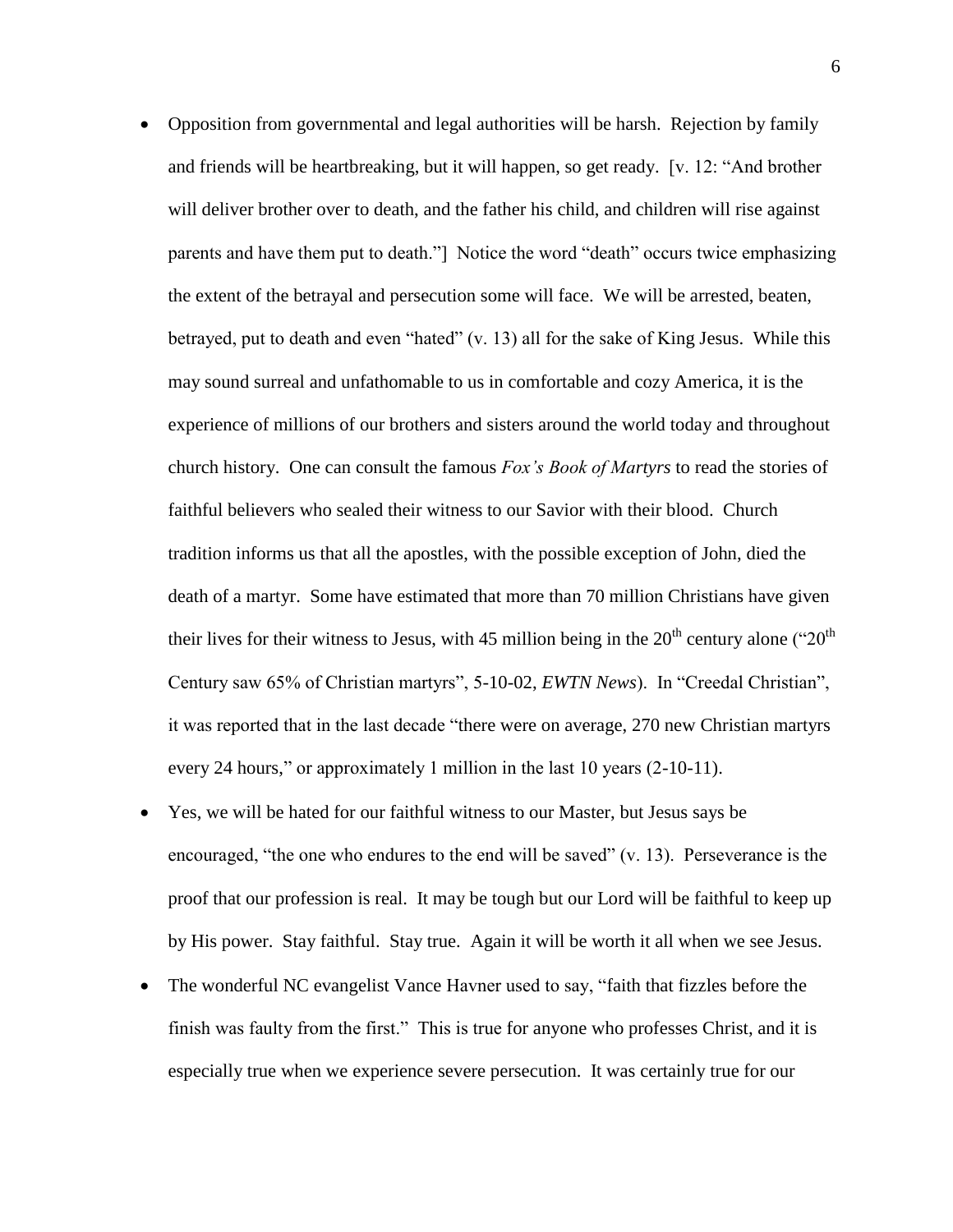- Opposition from governmental and legal authorities will be harsh. Rejection by family and friends will be heartbreaking, but it will happen, so get ready. [v. 12: "And brother will deliver brother over to death, and the father his child, and children will rise against parents and have them put to death."] Notice the word "death" occurs twice emphasizing the extent of the betrayal and persecution some will face. We will be arrested, beaten, betrayed, put to death and even "hated" (v. 13) all for the sake of King Jesus. While this may sound surreal and unfathomable to us in comfortable and cozy America, it is the experience of millions of our brothers and sisters around the world today and throughout church history. One can consult the famous *Fox's Book of Martyrs* to read the stories of faithful believers who sealed their witness to our Savior with their blood. Church tradition informs us that all the apostles, with the possible exception of John, died the death of a martyr. Some have estimated that more than 70 million Christians have given their lives for their witness to Jesus, with 45 million being in the 20th century alone ("20th Century saw 65% of Christian martyrs", 5-10-02, *EWTN News*). In "Creedal Christian", it was reported that in the last decade "there were on average, 270 new Christian martyrs every 24 hours," or approximately 1 million in the last 10 years (2-10-11).
- Yes, we will be hated for our faithful witness to our Master, but Jesus says be encouraged, "the one who endures to the end will be saved" (v. 13). Perseverance is the proof that our profession is real. It may be tough but our Lord will be faithful to keep up by His power. Stay faithful. Stay true. Again it will be worth it all when we see Jesus.
- The wonderful NC evangelist Vance Havner used to say, "faith that fizzles before the finish was faulty from the first." This is true for anyone who professes Christ, and it is especially true when we experience severe persecution. It was certainly true for our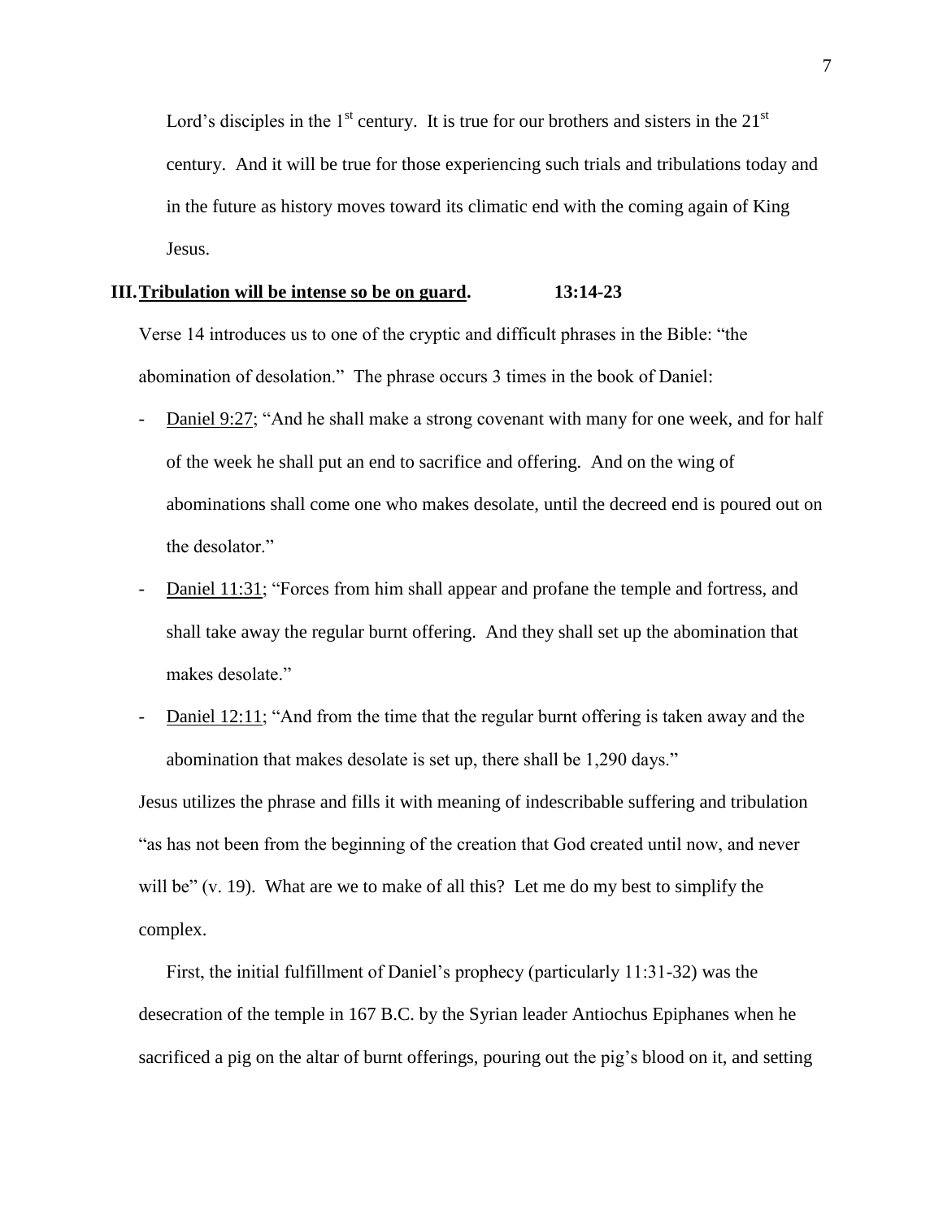Lord's disciples in the 1st century. It is true for our brothers and sisters in the 21st century. And it will be true for those experiencing such trials and tribulations today and in the future as history moves toward its climatic end with the coming again of King Jesus.

## III. <u>Tribulation will be intense so be on guard</u>. 13:14-23

Verse 14 introduces us to one of the cryptic and difficult phrases in the Bible: "the abomination of desolation." The phrase occurs 3 times in the book of Daniel:

- <u>Daniel 9:27</u>; "And he shall make a strong covenant with many for one week, and for half of the week he shall put an end to sacrifice and offering. And on the wing of abominations shall come one who makes desolate, until the decreed end is poured out on the desolator."
- <u>Daniel 11:31</u>; "Forces from him shall appear and profane the temple and fortress, and shall take away the regular burnt offering. And they shall set up the abomination that makes desolate."
- <u>Daniel 12:11</u>; "And from the time that the regular burnt offering is taken away and the abomination that makes desolate is set up, there shall be 1,290 days."

Jesus utilizes the phrase and fills it with meaning of indescribable suffering and tribulation "as has not been from the beginning of the creation that God created until now, and never will be" (v. 19). What are we to make of all this? Let me do my best to simplify the complex.

First, the initial fulfillment of Daniel's prophecy (particularly 11:31-32) was the desecration of the temple in 167 B.C. by the Syrian leader Antiochus Epiphanes when he sacrificed a pig on the altar of burnt offerings, pouring out the pig's blood on it, and setting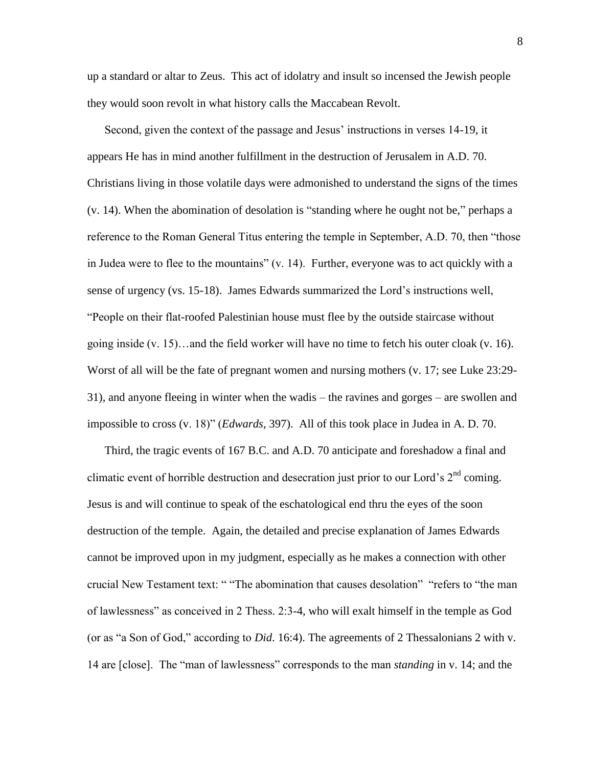up a standard or altar to Zeus. This act of idolatry and insult so incensed the Jewish people they would soon revolt in what history calls the Maccabean Revolt.

Second, given the context of the passage and Jesus' instructions in verses 14-19, it appears He has in mind another fulfillment in the destruction of Jerusalem in A.D. 70. Christians living in those volatile days were admonished to understand the signs of the times (v. 14). When the abomination of desolation is "standing where he ought not be," perhaps a reference to the Roman General Titus entering the temple in September, A.D. 70, then "those in Judea were to flee to the mountains" (v. 14). Further, everyone was to act quickly with a sense of urgency (vs. 15-18). James Edwards summarized the Lord's instructions well, "People on their flat-roofed Palestinian house must flee by the outside staircase without going inside (v. 15)…and the field worker will have no time to fetch his outer cloak (v. 16). Worst of all will be the fate of pregnant women and nursing mothers (v. 17; see Luke 23:29-31), and anyone fleeing in winter when the wadis – the ravines and gorges – are swollen and impossible to cross (v. 18)" (*Edwards*, 397). All of this took place in Judea in A. D. 70.

Third, the tragic events of 167 B.C. and A.D. 70 anticipate and foreshadow a final and climatic event of horrible destruction and desecration just prior to our Lord's 2nd coming. Jesus is and will continue to speak of the eschatological end thru the eyes of the soon destruction of the temple. Again, the detailed and precise explanation of James Edwards cannot be improved upon in my judgment, especially as he makes a connection with other crucial New Testament text: " "The abomination that causes desolation" "refers to "the man of lawlessness" as conceived in 2 Thess. 2:3-4, who will exalt himself in the temple as God (or as "a Son of God," according to *Did*. 16:4). The agreements of 2 Thessalonians 2 with v. 14 are [close]. The "man of lawlessness" corresponds to the man *standing* in v. 14; and the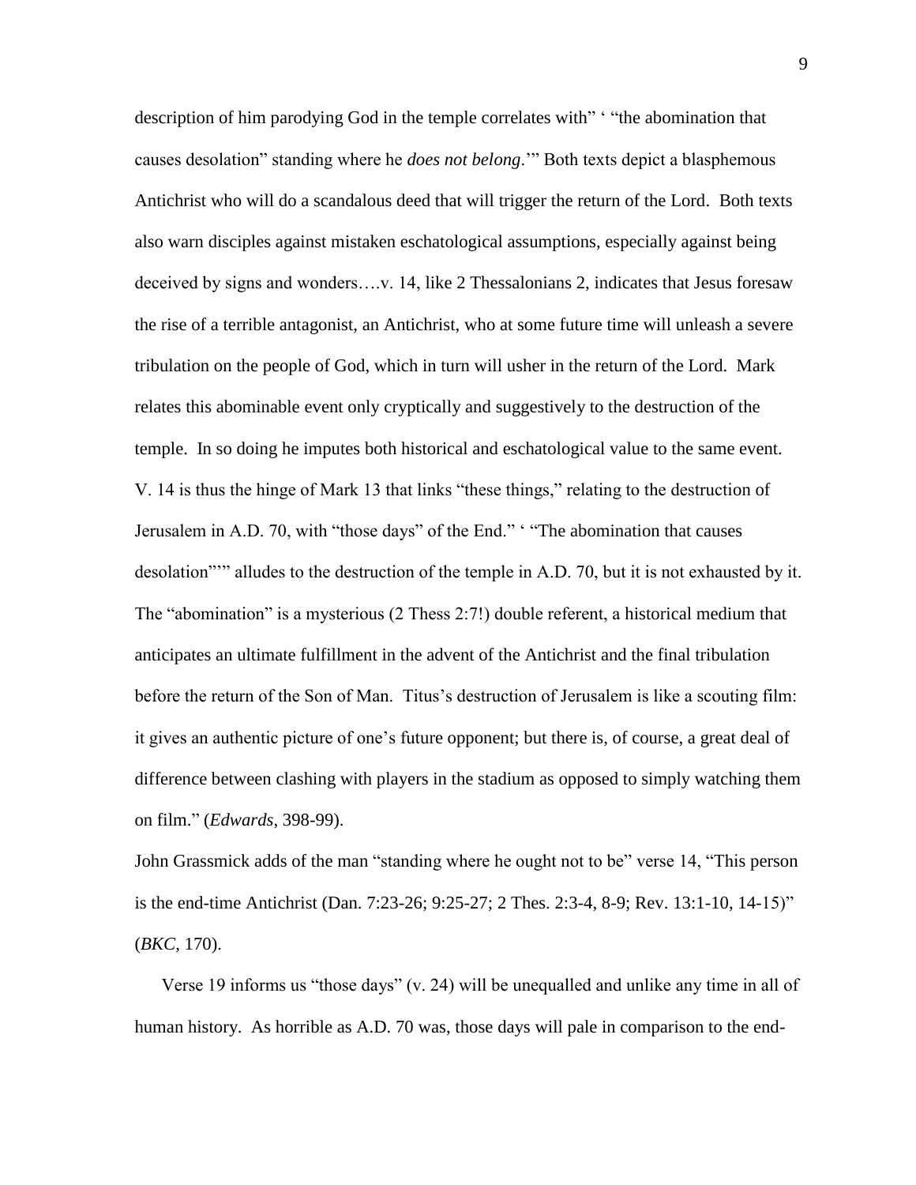description of him parodying God in the temple correlates with" ' "the abomination that causes desolation" standing where he *does not belong*.'" Both texts depict a blasphemous Antichrist who will do a scandalous deed that will trigger the return of the Lord. Both texts also warn disciples against mistaken eschatological assumptions, especially against being deceived by signs and wonders….v. 14, like 2 Thessalonians 2, indicates that Jesus foresaw the rise of a terrible antagonist, an Antichrist, who at some future time will unleash a severe tribulation on the people of God, which in turn will usher in the return of the Lord. Mark relates this abominable event only cryptically and suggestively to the destruction of the temple. In so doing he imputes both historical and eschatological value to the same event. V. 14 is thus the hinge of Mark 13 that links "these things," relating to the destruction of Jerusalem in A.D. 70, with "those days" of the End." ' "The abomination that causes desolation"'" alludes to the destruction of the temple in A.D. 70, but it is not exhausted by it. The "abomination" is a mysterious (2 Thess 2:7!) double referent, a historical medium that anticipates an ultimate fulfillment in the advent of the Antichrist and the final tribulation before the return of the Son of Man. Titus's destruction of Jerusalem is like a scouting film: it gives an authentic picture of one's future opponent; but there is, of course, a great deal of difference between clashing with players in the stadium as opposed to simply watching them on film." (*Edwards*, 398-99).

John Grassmick adds of the man "standing where he ought not to be" verse 14, "This person is the end-time Antichrist (Dan. 7:23-26; 9:25-27; 2 Thes. 2:3-4, 8-9; Rev. 13:1-10, 14-15)" (*BKC*, 170).

Verse 19 informs us "those days" (v. 24) will be unequalled and unlike any time in all of human history. As horrible as A.D. 70 was, those days will pale in comparison to the end-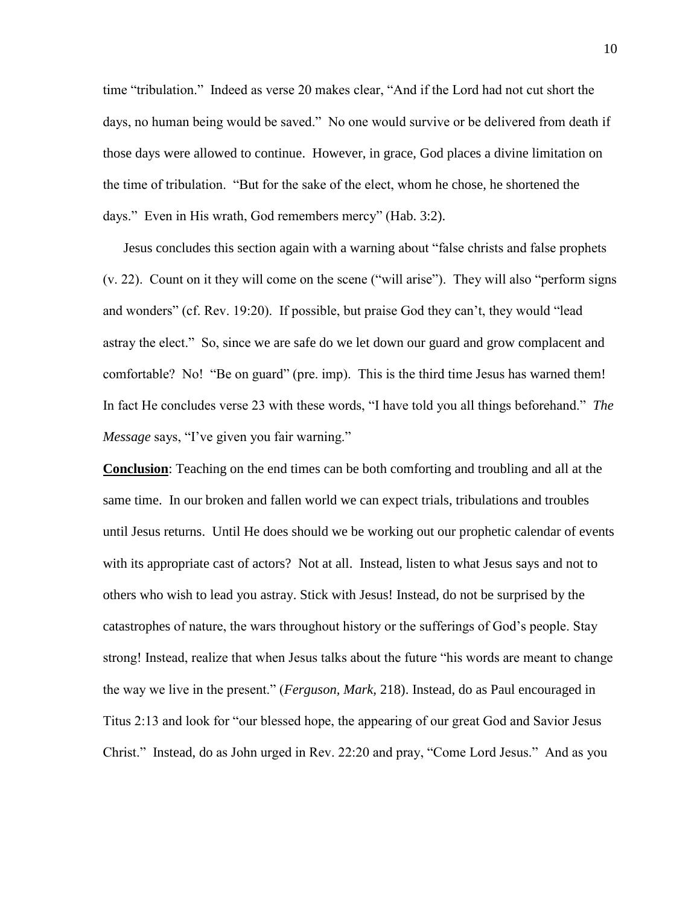time "tribulation." Indeed as verse 20 makes clear, "And if the Lord had not cut short the days, no human being would be saved." No one would survive or be delivered from death if those days were allowed to continue. However, in grace, God places a divine limitation on the time of tribulation. "But for the sake of the elect, whom he chose, he shortened the days." Even in His wrath, God remembers mercy" (Hab. 3:2).

Jesus concludes this section again with a warning about "false christs and false prophets (v. 22). Count on it they will come on the scene ("will arise"). They will also "perform signs and wonders" (cf. Rev. 19:20). If possible, but praise God they can't, they would "lead astray the elect." So, since we are safe do we let down our guard and grow complacent and comfortable? No! "Be on guard" (pre. imp). This is the third time Jesus has warned them! In fact He concludes verse 23 with these words, "I have told you all things beforehand." *The Message* says, "I've given you fair warning."

**Conclusion**: Teaching on the end times can be both comforting and troubling and all at the same time. In our broken and fallen world we can expect trials, tribulations and troubles until Jesus returns. Until He does should we be working out our prophetic calendar of events with its appropriate cast of actors? Not at all. Instead, listen to what Jesus says and not to others who wish to lead you astray. Stick with Jesus! Instead, do not be surprised by the catastrophes of nature, the wars throughout history or the sufferings of God's people. Stay strong! Instead, realize that when Jesus talks about the future "his words are meant to change the way we live in the present." (*Ferguson, Mark,* 218). Instead, do as Paul encouraged in Titus 2:13 and look for "our blessed hope, the appearing of our great God and Savior Jesus Christ." Instead, do as John urged in Rev. 22:20 and pray, "Come Lord Jesus." And as you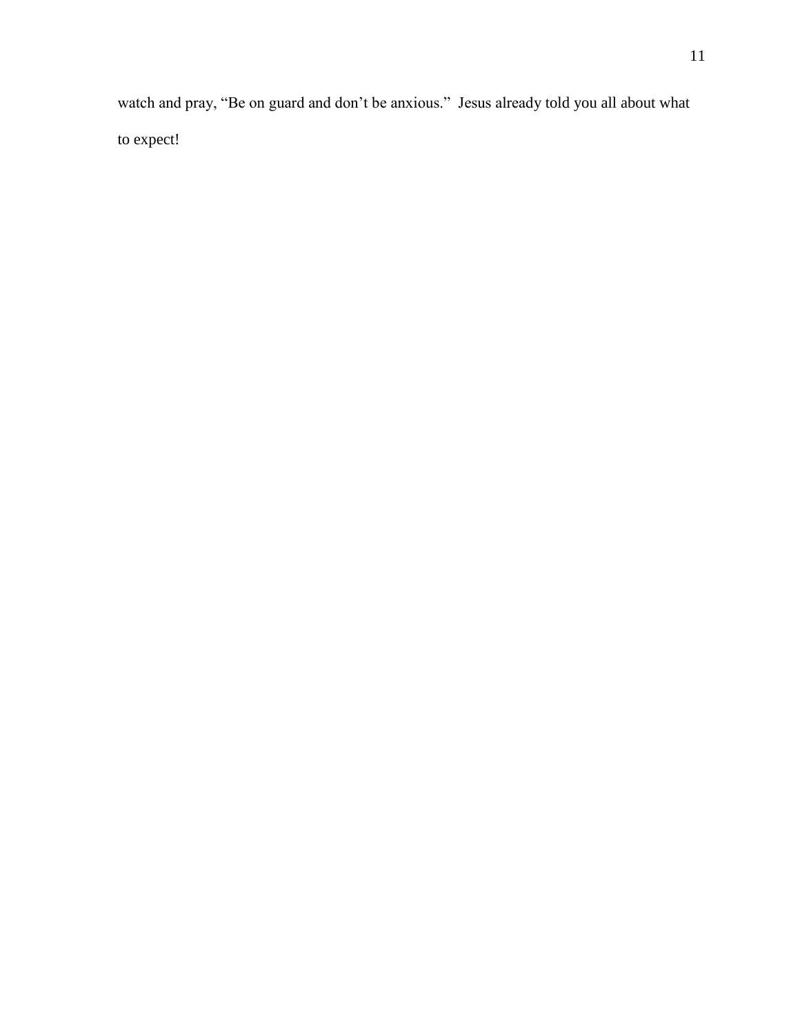watch and pray, "Be on guard and don't be anxious." Jesus already told you all about what to expect!